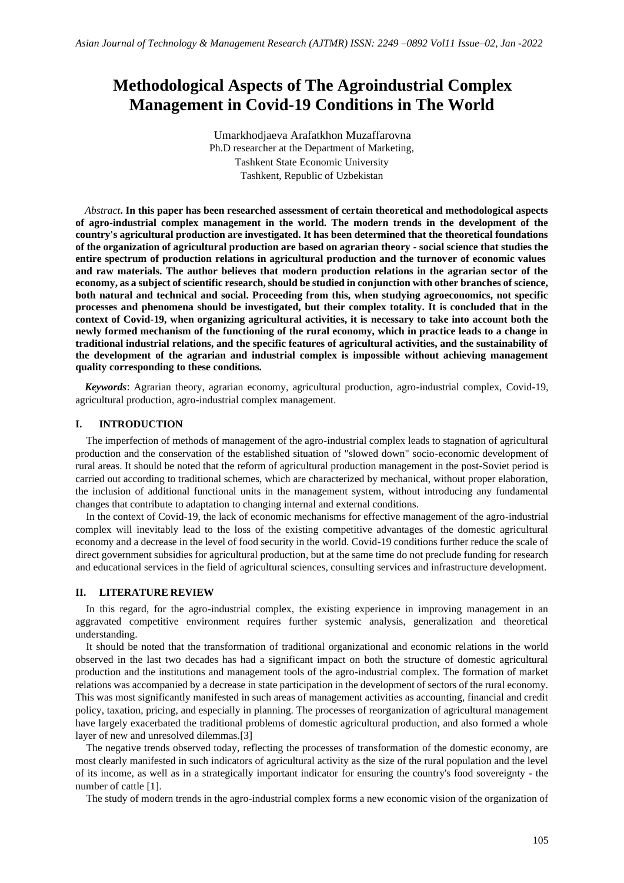# Methodological Aspects of The Agroindustrial Complex Management in Covid-19 Conditions in The World

Umarkhodjaeva Arafatkhon Muzaffarovna
Ph.D researcher at the Department of Marketing,
Tashkent State Economic University
Tashkent, Republic of Uzbekistan

*Abstract*. **In this paper has been researched assessment of certain theoretical and methodological aspects of agro-industrial complex management in the world. The modern trends in the development of the country's agricultural production are investigated. It has been determined that the theoretical foundations of the organization of agricultural production are based on agrarian theory - social science that studies the entire spectrum of production relations in agricultural production and the turnover of economic values and raw materials. The author believes that modern production relations in the agrarian sector of the economy, as a subject of scientific research, should be studied in conjunction with other branches of science, both natural and technical and social. Proceeding from this, when studying agroeconomics, not specific processes and phenomena should be investigated, but their complex totality. It is concluded that in the context of Covid-19, when organizing agricultural activities, it is necessary to take into account both the newly formed mechanism of the functioning of the rural economy, which in practice leads to a change in traditional industrial relations, and the specific features of agricultural activities, and the sustainability of the development of the agrarian and industrial complex is impossible without achieving management quality corresponding to these conditions.**

***Keywords***: Agrarian theory, agrarian economy, agricultural production, agro-industrial complex, Covid-19, agricultural production, agro-industrial complex management.

## I. INTRODUCTION

The imperfection of methods of management of the agro-industrial complex leads to stagnation of agricultural production and the conservation of the established situation of "slowed down" socio-economic development of rural areas. It should be noted that the reform of agricultural production management in the post-Soviet period is carried out according to traditional schemes, which are characterized by mechanical, without proper elaboration, the inclusion of additional functional units in the management system, without introducing any fundamental changes that contribute to adaptation to changing internal and external conditions.

In the context of Covid-19, the lack of economic mechanisms for effective management of the agro-industrial complex will inevitably lead to the loss of the existing competitive advantages of the domestic agricultural economy and a decrease in the level of food security in the world. Covid-19 conditions further reduce the scale of direct government subsidies for agricultural production, but at the same time do not preclude funding for research and educational services in the field of agricultural sciences, consulting services and infrastructure development.

## II. LITERATURE REVIEW

In this regard, for the agro-industrial complex, the existing experience in improving management in an aggravated competitive environment requires further systemic analysis, generalization and theoretical understanding.

It should be noted that the transformation of traditional organizational and economic relations in the world observed in the last two decades has had a significant impact on both the structure of domestic agricultural production and the institutions and management tools of the agro-industrial complex. The formation of market relations was accompanied by a decrease in state participation in the development of sectors of the rural economy. This was most significantly manifested in such areas of management activities as accounting, financial and credit policy, taxation, pricing, and especially in planning. The processes of reorganization of agricultural management have largely exacerbated the traditional problems of domestic agricultural production, and also formed a whole layer of new and unresolved dilemmas.[3]

The negative trends observed today, reflecting the processes of transformation of the domestic economy, are most clearly manifested in such indicators of agricultural activity as the size of the rural population and the level of its income, as well as in a strategically important indicator for ensuring the country's food sovereignty - the number of cattle [1].

The study of modern trends in the agro-industrial complex forms a new economic vision of the organization of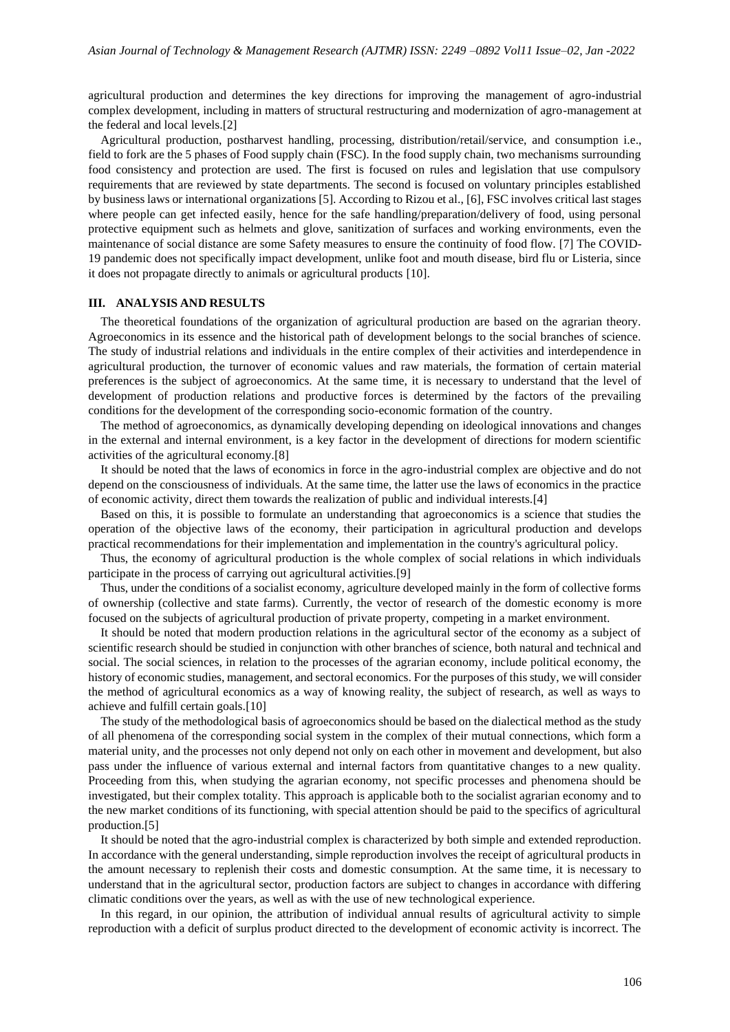agricultural production and determines the key directions for improving the management of agro-industrial complex development, including in matters of structural restructuring and modernization of agro-management at the federal and local levels.[2]

Agricultural production, postharvest handling, processing, distribution/retail/service, and consumption i.e., field to fork are the 5 phases of Food supply chain (FSC). In the food supply chain, two mechanisms surrounding food consistency and protection are used. The first is focused on rules and legislation that use compulsory requirements that are reviewed by state departments. The second is focused on voluntary principles established by business laws or international organizations [5]. According to Rizou et al., [6], FSC involves critical last stages where people can get infected easily, hence for the safe handling/preparation/delivery of food, using personal protective equipment such as helmets and glove, sanitization of surfaces and working environments, even the maintenance of social distance are some Safety measures to ensure the continuity of food flow. [7] The COVID-19 pandemic does not specifically impact development, unlike foot and mouth disease, bird flu or Listeria, since it does not propagate directly to animals or agricultural products [10].

## III. ANALYSIS AND RESULTS

The theoretical foundations of the organization of agricultural production are based on the agrarian theory. Agroeconomics in its essence and the historical path of development belongs to the social branches of science. The study of industrial relations and individuals in the entire complex of their activities and interdependence in agricultural production, the turnover of economic values and raw materials, the formation of certain material preferences is the subject of agroeconomics. At the same time, it is necessary to understand that the level of development of production relations and productive forces is determined by the factors of the prevailing conditions for the development of the corresponding socio-economic formation of the country.

The method of agroeconomics, as dynamically developing depending on ideological innovations and changes in the external and internal environment, is a key factor in the development of directions for modern scientific activities of the agricultural economy.[8]

It should be noted that the laws of economics in force in the agro-industrial complex are objective and do not depend on the consciousness of individuals. At the same time, the latter use the laws of economics in the practice of economic activity, direct them towards the realization of public and individual interests.[4]

Based on this, it is possible to formulate an understanding that agroeconomics is a science that studies the operation of the objective laws of the economy, their participation in agricultural production and develops practical recommendations for their implementation and implementation in the country's agricultural policy.

Thus, the economy of agricultural production is the whole complex of social relations in which individuals participate in the process of carrying out agricultural activities.[9]

Thus, under the conditions of a socialist economy, agriculture developed mainly in the form of collective forms of ownership (collective and state farms). Currently, the vector of research of the domestic economy is more focused on the subjects of agricultural production of private property, competing in a market environment.

It should be noted that modern production relations in the agricultural sector of the economy as a subject of scientific research should be studied in conjunction with other branches of science, both natural and technical and social. The social sciences, in relation to the processes of the agrarian economy, include political economy, the history of economic studies, management, and sectoral economics. For the purposes of this study, we will consider the method of agricultural economics as a way of knowing reality, the subject of research, as well as ways to achieve and fulfill certain goals.[10]

The study of the methodological basis of agroeconomics should be based on the dialectical method as the study of all phenomena of the corresponding social system in the complex of their mutual connections, which form a material unity, and the processes not only depend not only on each other in movement and development, but also pass under the influence of various external and internal factors from quantitative changes to a new quality. Proceeding from this, when studying the agrarian economy, not specific processes and phenomena should be investigated, but their complex totality. This approach is applicable both to the socialist agrarian economy and to the new market conditions of its functioning, with special attention should be paid to the specifics of agricultural production.[5]

It should be noted that the agro-industrial complex is characterized by both simple and extended reproduction. In accordance with the general understanding, simple reproduction involves the receipt of agricultural products in the amount necessary to replenish their costs and domestic consumption. At the same time, it is necessary to understand that in the agricultural sector, production factors are subject to changes in accordance with differing climatic conditions over the years, as well as with the use of new technological experience.

In this regard, in our opinion, the attribution of individual annual results of agricultural activity to simple reproduction with a deficit of surplus product directed to the development of economic activity is incorrect. The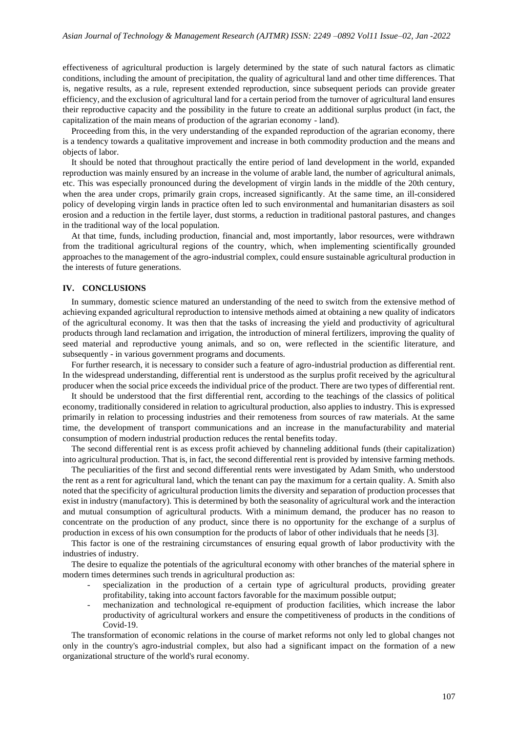effectiveness of agricultural production is largely determined by the state of such natural factors as climatic conditions, including the amount of precipitation, the quality of agricultural land and other time differences. That is, negative results, as a rule, represent extended reproduction, since subsequent periods can provide greater efficiency, and the exclusion of agricultural land for a certain period from the turnover of agricultural land ensures their reproductive capacity and the possibility in the future to create an additional surplus product (in fact, the capitalization of the main means of production of the agrarian economy - land).

Proceeding from this, in the very understanding of the expanded reproduction of the agrarian economy, there is a tendency towards a qualitative improvement and increase in both commodity production and the means and objects of labor.

It should be noted that throughout practically the entire period of land development in the world, expanded reproduction was mainly ensured by an increase in the volume of arable land, the number of agricultural animals, etc. This was especially pronounced during the development of virgin lands in the middle of the 20th century, when the area under crops, primarily grain crops, increased significantly. At the same time, an ill-considered policy of developing virgin lands in practice often led to such environmental and humanitarian disasters as soil erosion and a reduction in the fertile layer, dust storms, a reduction in traditional pastoral pastures, and changes in the traditional way of the local population.

At that time, funds, including production, financial and, most importantly, labor resources, were withdrawn from the traditional agricultural regions of the country, which, when implementing scientifically grounded approaches to the management of the agro-industrial complex, could ensure sustainable agricultural production in the interests of future generations.

## IV. CONCLUSIONS

In summary, domestic science matured an understanding of the need to switch from the extensive method of achieving expanded agricultural reproduction to intensive methods aimed at obtaining a new quality of indicators of the agricultural economy. It was then that the tasks of increasing the yield and productivity of agricultural products through land reclamation and irrigation, the introduction of mineral fertilizers, improving the quality of seed material and reproductive young animals, and so on, were reflected in the scientific literature, and subsequently - in various government programs and documents.

For further research, it is necessary to consider such a feature of agro-industrial production as differential rent. In the widespread understanding, differential rent is understood as the surplus profit received by the agricultural producer when the social price exceeds the individual price of the product. There are two types of differential rent.

It should be understood that the first differential rent, according to the teachings of the classics of political economy, traditionally considered in relation to agricultural production, also applies to industry. This is expressed primarily in relation to processing industries and their remoteness from sources of raw materials. At the same time, the development of transport communications and an increase in the manufacturability and material consumption of modern industrial production reduces the rental benefits today.

The second differential rent is as excess profit achieved by channeling additional funds (their capitalization) into agricultural production. That is, in fact, the second differential rent is provided by intensive farming methods.

The peculiarities of the first and second differential rents were investigated by Adam Smith, who understood the rent as a rent for agricultural land, which the tenant can pay the maximum for a certain quality. A. Smith also noted that the specificity of agricultural production limits the diversity and separation of production processes that exist in industry (manufactory). This is determined by both the seasonality of agricultural work and the interaction and mutual consumption of agricultural products. With a minimum demand, the producer has no reason to concentrate on the production of any product, since there is no opportunity for the exchange of a surplus of production in excess of his own consumption for the products of labor of other individuals that he needs [3].

This factor is one of the restraining circumstances of ensuring equal growth of labor productivity with the industries of industry.

The desire to equalize the potentials of the agricultural economy with other branches of the material sphere in modern times determines such trends in agricultural production as:

- specialization in the production of a certain type of agricultural products, providing greater profitability, taking into account factors favorable for the maximum possible output;
- mechanization and technological re-equipment of production facilities, which increase the labor productivity of agricultural workers and ensure the competitiveness of products in the conditions of Covid-19.

The transformation of economic relations in the course of market reforms not only led to global changes not only in the country's agro-industrial complex, but also had a significant impact on the formation of a new organizational structure of the world's rural economy.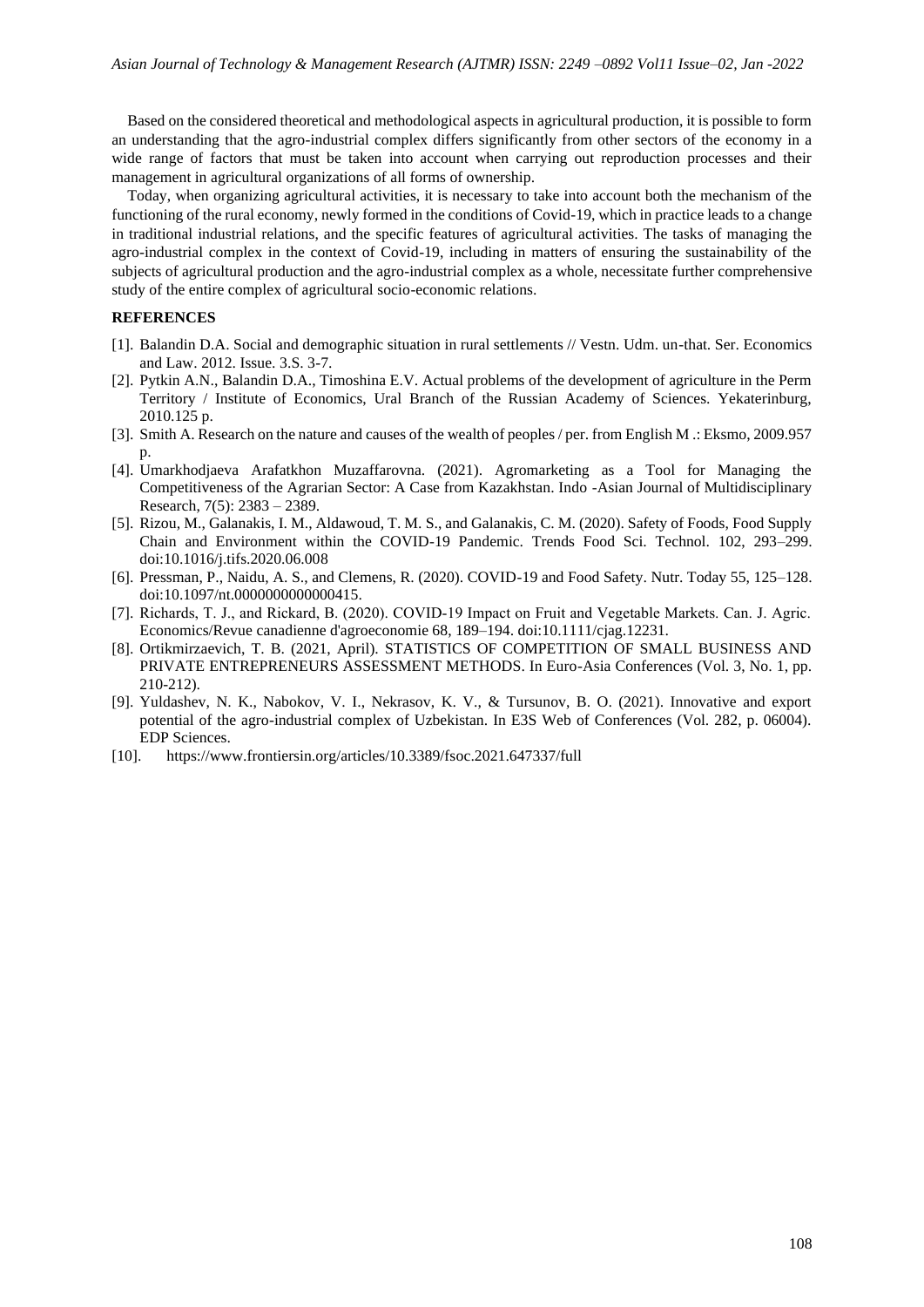Based on the considered theoretical and methodological aspects in agricultural production, it is possible to form an understanding that the agro-industrial complex differs significantly from other sectors of the economy in a wide range of factors that must be taken into account when carrying out reproduction processes and their management in agricultural organizations of all forms of ownership.

Today, when organizing agricultural activities, it is necessary to take into account both the mechanism of the functioning of the rural economy, newly formed in the conditions of Covid-19, which in practice leads to a change in traditional industrial relations, and the specific features of agricultural activities. The tasks of managing the agro-industrial complex in the context of Covid-19, including in matters of ensuring the sustainability of the subjects of agricultural production and the agro-industrial complex as a whole, necessitate further comprehensive study of the entire complex of agricultural socio-economic relations.

**REFERENCES**

[1]. Balandin D.A. Social and demographic situation in rural settlements // Vestn. Udm. un-that. Ser. Economics and Law. 2012. Issue. 3.S. 3-7.

[2]. Pytkin A.N., Balandin D.A., Timoshina E.V. Actual problems of the development of agriculture in the Perm Territory / Institute of Economics, Ural Branch of the Russian Academy of Sciences. Yekaterinburg, 2010.125 p.

[3]. Smith A. Research on the nature and causes of the wealth of peoples / per. from English M .: Eksmo, 2009.957 p.

[4]. Umarkhodjaeva Arafatkhon Muzaffarovna. (2021). Agromarketing as a Tool for Managing the Competitiveness of the Agrarian Sector: A Case from Kazakhstan. Indo -Asian Journal of Multidisciplinary Research, 7(5): 2383 – 2389.

[5]. Rizou, M., Galanakis, I. M., Aldawoud, T. M. S., and Galanakis, C. M. (2020). Safety of Foods, Food Supply Chain and Environment within the COVID-19 Pandemic. Trends Food Sci. Technol. 102, 293–299. doi:10.1016/j.tifs.2020.06.008

[6]. Pressman, P., Naidu, A. S., and Clemens, R. (2020). COVID-19 and Food Safety. Nutr. Today 55, 125–128. doi:10.1097/nt.0000000000000415.

[7]. Richards, T. J., and Rickard, B. (2020). COVID-19 Impact on Fruit and Vegetable Markets. Can. J. Agric. Economics/Revue canadienne d'agroeconomie 68, 189–194. doi:10.1111/cjag.12231.

[8]. Ortikmirzaevich, T. B. (2021, April). STATISTICS OF COMPETITION OF SMALL BUSINESS AND PRIVATE ENTREPRENEURS ASSESSMENT METHODS. In Euro-Asia Conferences (Vol. 3, No. 1, pp. 210-212).

[9]. Yuldashev, N. K., Nabokov, V. I., Nekrasov, K. V., & Tursunov, B. O. (2021). Innovative and export potential of the agro-industrial complex of Uzbekistan. In E3S Web of Conferences (Vol. 282, p. 06004). EDP Sciences.

[10]. https://www.frontiersin.org/articles/10.3389/fsoc.2021.647337/full